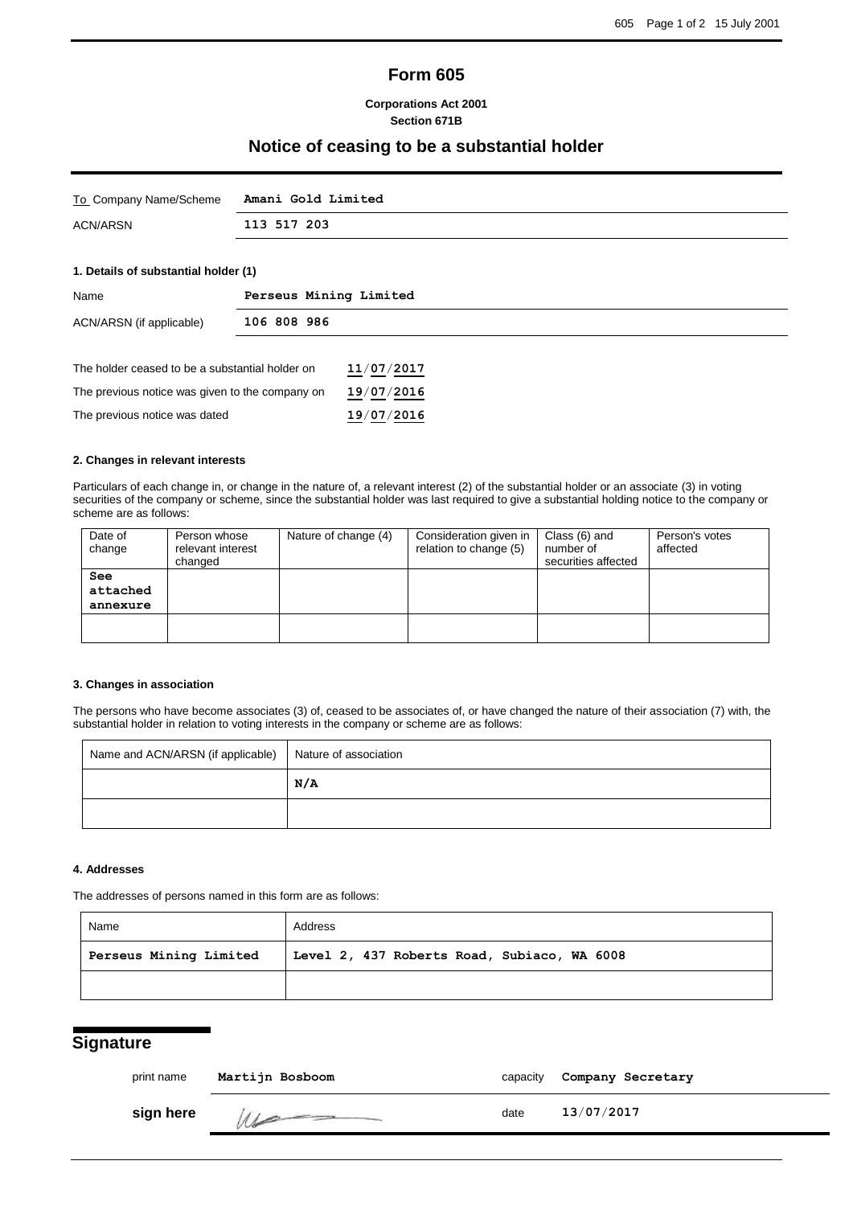# Form 605

**Corporations Act 2001**
**Section 671B**

## Notice of ceasing to be a substantial holder

| To Company Name/Scheme | **Amani Gold Limited** |
|---|---|
| ACN/ARSN | **113 517 203** |

### 1. Details of substantial holder (1)

| Name | **Perseus Mining Limited** |
|---|---|
| ACN/ARSN (if applicable) | **106 808 986** |

| | |
|---|---|
| The holder ceased to be a substantial holder on | **11/07/2017** |
| The previous notice was given to the company on | **19/07/2016** |
| The previous notice was dated | **19/07/2016** |

### 2. Changes in relevant interests

Particulars of each change in, or change in the nature of, a relevant interest (2) of the substantial holder or an associate (3) in voting securities of the company or scheme, since the substantial holder was last required to give a substantial holding notice to the company or scheme are as follows:

| Date of change | Person whose relevant interest changed | Nature of change (4) | Consideration given in relation to change (5) | Class (6) and number of securities affected | Person's votes affected |
|---|---|---|---|---|---|
| **See attached annexure** | | | | | |
| | | | | | |

### 3. Changes in association

The persons who have become associates (3) of, ceased to be associates of, or have changed the nature of their association (7) with, the substantial holder in relation to voting interests in the company or scheme are as follows:

| Name and ACN/ARSN (if applicable) | Nature of association |
|---|---|
| | **N/A** |
| | |

### 4. Addresses

The addresses of persons named in this form are as follows:

| Name | Address |
|---|---|
| **Perseus Mining Limited** | **Level 2, 437 Roberts Road, Subiaco, WA 6008** |
| | |

## Signature

| | | | |
|---|---|---|---|
| print name | **Martijn Bosboom** | capacity | **Company Secretary** |
| **sign here** | | date | **13/07/2017** |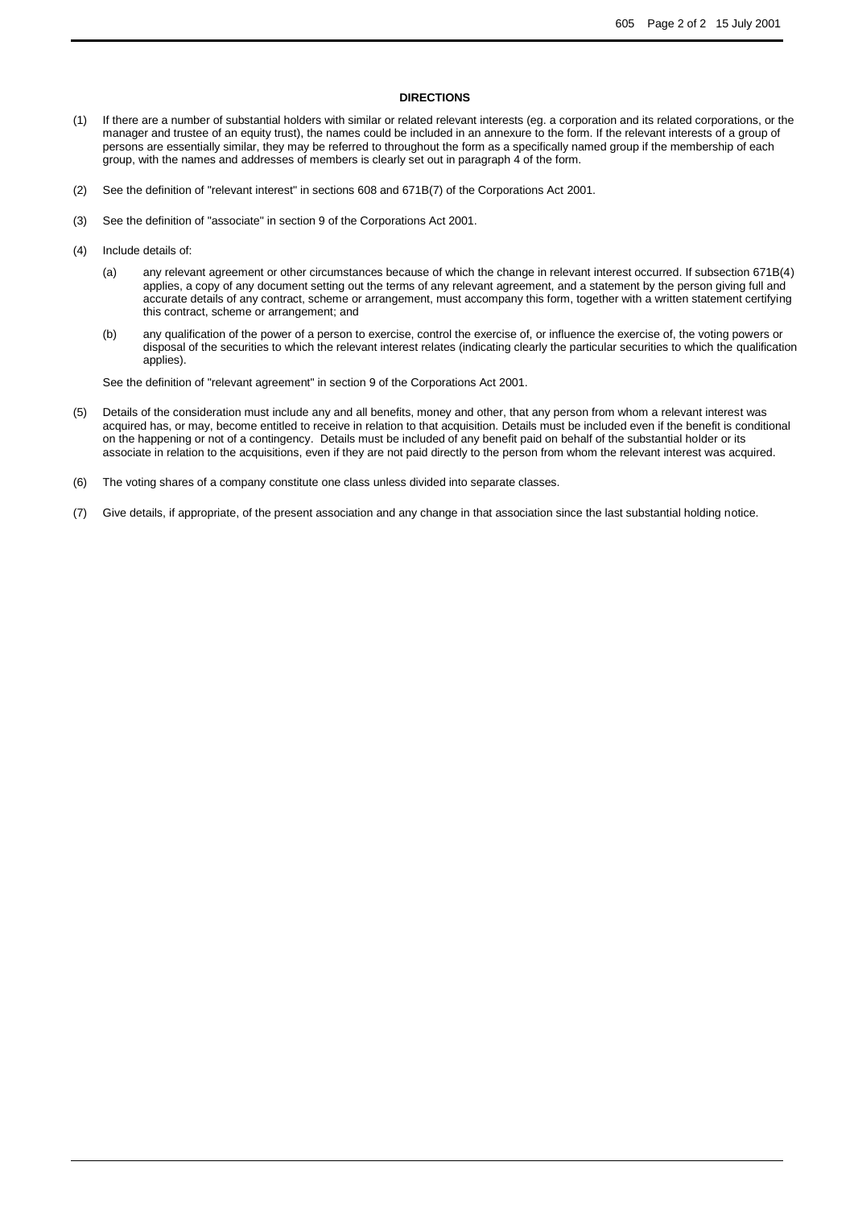## DIRECTIONS

(1) If there are a number of substantial holders with similar or related relevant interests (eg. a corporation and its related corporations, or the manager and trustee of an equity trust), the names could be included in an annexure to the form. If the relevant interests of a group of persons are essentially similar, they may be referred to throughout the form as a specifically named group if the membership of each group, with the names and addresses of members is clearly set out in paragraph 4 of the form.

(2) See the definition of "relevant interest" in sections 608 and 671B(7) of the Corporations Act 2001.

(3) See the definition of "associate" in section 9 of the Corporations Act 2001.

(4) Include details of:

   (a) any relevant agreement or other circumstances because of which the change in relevant interest occurred. If subsection 671B(4) applies, a copy of any document setting out the terms of any relevant agreement, and a statement by the person giving full and accurate details of any contract, scheme or arrangement, must accompany this form, together with a written statement certifying this contract, scheme or arrangement; and

   (b) any qualification of the power of a person to exercise, control the exercise of, or influence the exercise of, the voting powers or disposal of the securities to which the relevant interest relates (indicating clearly the particular securities to which the qualification applies).

   See the definition of "relevant agreement" in section 9 of the Corporations Act 2001.

(5) Details of the consideration must include any and all benefits, money and other, that any person from whom a relevant interest was acquired has, or may, become entitled to receive in relation to that acquisition. Details must be included even if the benefit is conditional on the happening or not of a contingency. Details must be included of any benefit paid on behalf of the substantial holder or its associate in relation to the acquisitions, even if they are not paid directly to the person from whom the relevant interest was acquired.

(6) The voting shares of a company constitute one class unless divided into separate classes.

(7) Give details, if appropriate, of the present association and any change in that association since the last substantial holding notice.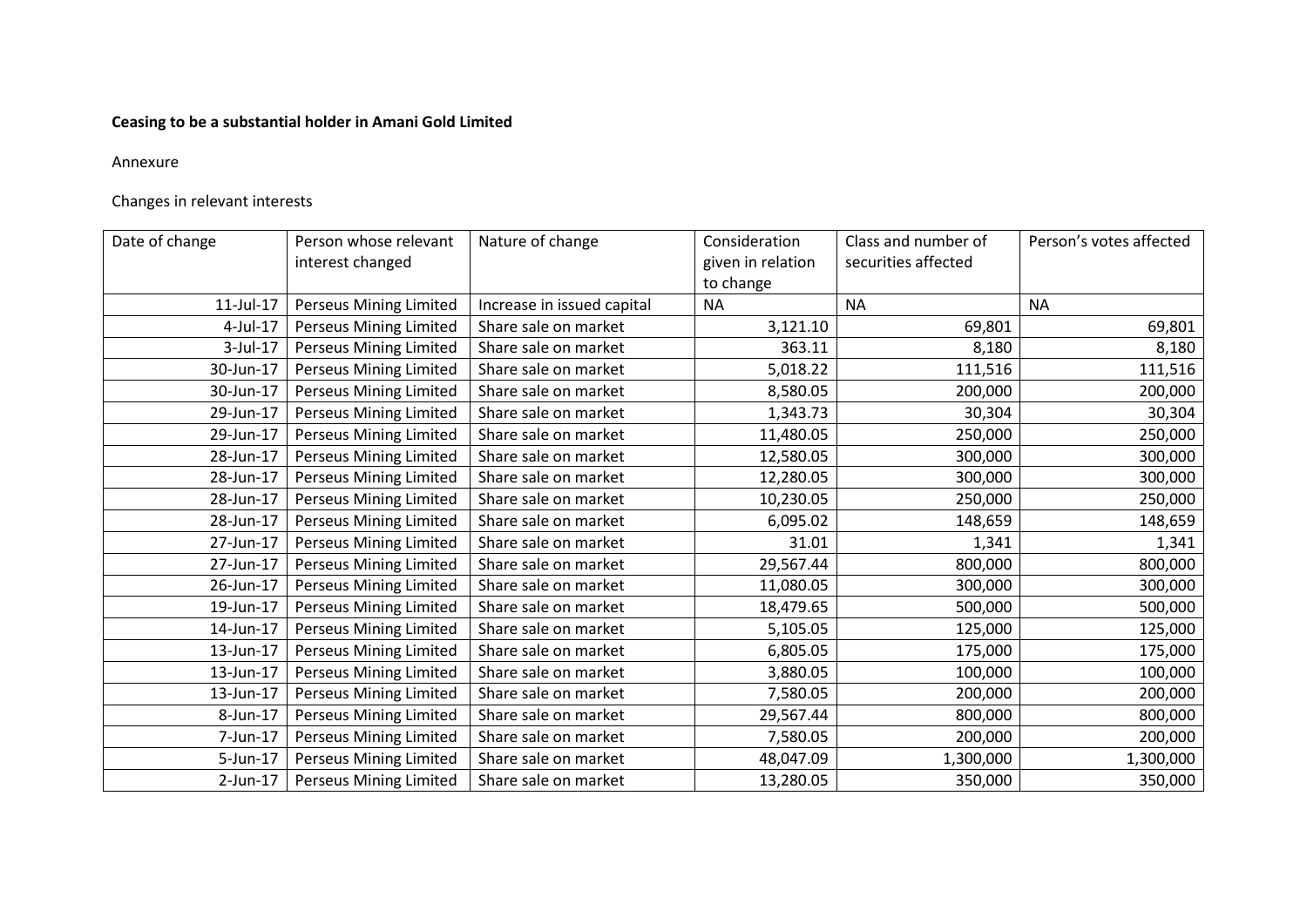**Ceasing to be a substantial holder in Amani Gold Limited**

Annexure

Changes in relevant interests

| Date of change | Person whose relevant interest changed | Nature of change | Consideration given in relation to change | Class and number of securities affected | Person's votes affected |
|---|---|---|---|---|---|
| 11-Jul-17 | Perseus Mining Limited | Increase in issued capital | NA | NA | NA |
| 4-Jul-17 | Perseus Mining Limited | Share sale on market | 3,121.10 | 69,801 | 69,801 |
| 3-Jul-17 | Perseus Mining Limited | Share sale on market | 363.11 | 8,180 | 8,180 |
| 30-Jun-17 | Perseus Mining Limited | Share sale on market | 5,018.22 | 111,516 | 111,516 |
| 30-Jun-17 | Perseus Mining Limited | Share sale on market | 8,580.05 | 200,000 | 200,000 |
| 29-Jun-17 | Perseus Mining Limited | Share sale on market | 1,343.73 | 30,304 | 30,304 |
| 29-Jun-17 | Perseus Mining Limited | Share sale on market | 11,480.05 | 250,000 | 250,000 |
| 28-Jun-17 | Perseus Mining Limited | Share sale on market | 12,580.05 | 300,000 | 300,000 |
| 28-Jun-17 | Perseus Mining Limited | Share sale on market | 12,280.05 | 300,000 | 300,000 |
| 28-Jun-17 | Perseus Mining Limited | Share sale on market | 10,230.05 | 250,000 | 250,000 |
| 28-Jun-17 | Perseus Mining Limited | Share sale on market | 6,095.02 | 148,659 | 148,659 |
| 27-Jun-17 | Perseus Mining Limited | Share sale on market | 31.01 | 1,341 | 1,341 |
| 27-Jun-17 | Perseus Mining Limited | Share sale on market | 29,567.44 | 800,000 | 800,000 |
| 26-Jun-17 | Perseus Mining Limited | Share sale on market | 11,080.05 | 300,000 | 300,000 |
| 19-Jun-17 | Perseus Mining Limited | Share sale on market | 18,479.65 | 500,000 | 500,000 |
| 14-Jun-17 | Perseus Mining Limited | Share sale on market | 5,105.05 | 125,000 | 125,000 |
| 13-Jun-17 | Perseus Mining Limited | Share sale on market | 6,805.05 | 175,000 | 175,000 |
| 13-Jun-17 | Perseus Mining Limited | Share sale on market | 3,880.05 | 100,000 | 100,000 |
| 13-Jun-17 | Perseus Mining Limited | Share sale on market | 7,580.05 | 200,000 | 200,000 |
| 8-Jun-17 | Perseus Mining Limited | Share sale on market | 29,567.44 | 800,000 | 800,000 |
| 7-Jun-17 | Perseus Mining Limited | Share sale on market | 7,580.05 | 200,000 | 200,000 |
| 5-Jun-17 | Perseus Mining Limited | Share sale on market | 48,047.09 | 1,300,000 | 1,300,000 |
| 2-Jun-17 | Perseus Mining Limited | Share sale on market | 13,280.05 | 350,000 | 350,000 |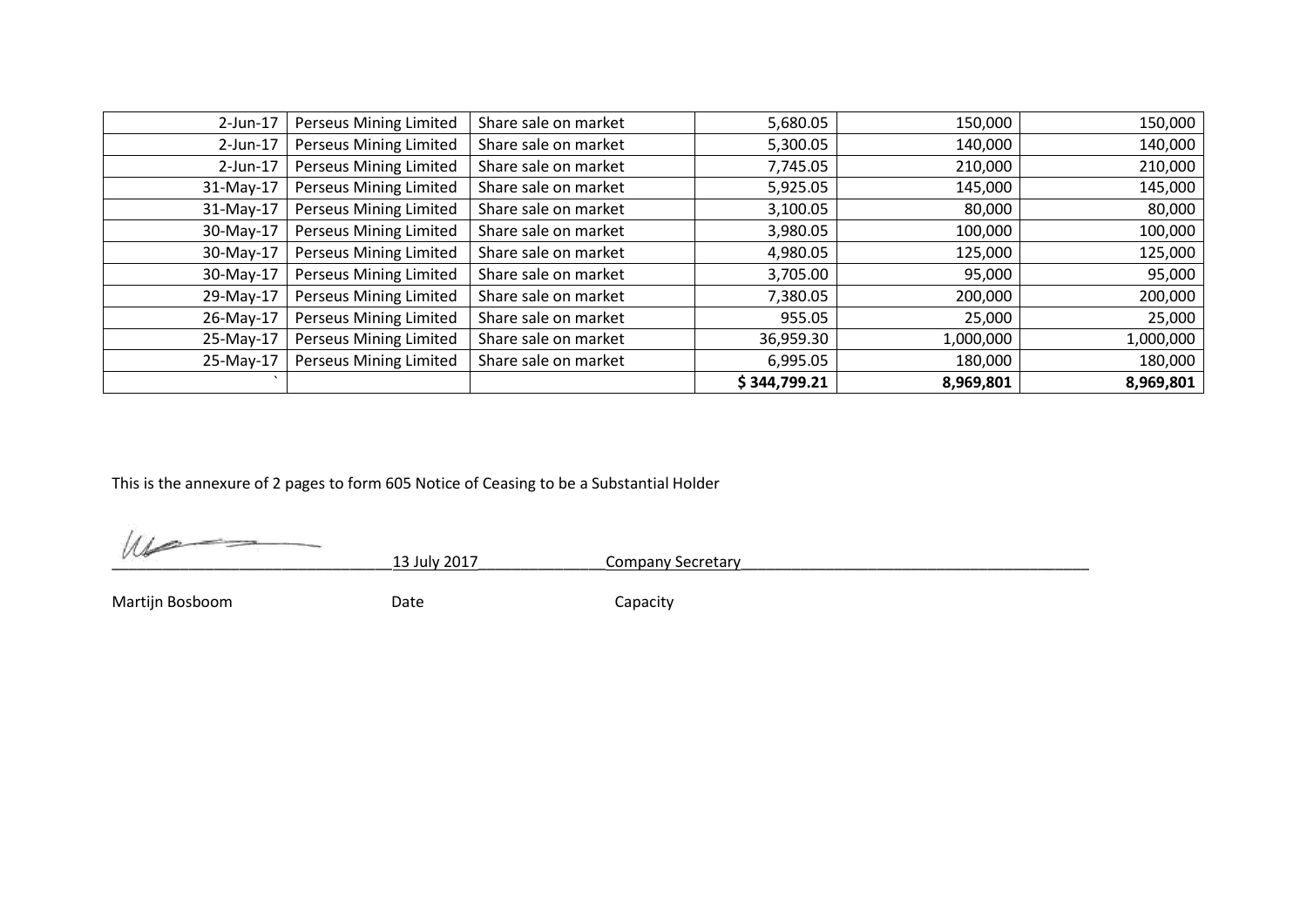| | | | | | |
|---|---|---|---|---|---|
| 2-Jun-17 | Perseus Mining Limited | Share sale on market | 5,680.05 | 150,000 | 150,000 |
| 2-Jun-17 | Perseus Mining Limited | Share sale on market | 5,300.05 | 140,000 | 140,000 |
| 2-Jun-17 | Perseus Mining Limited | Share sale on market | 7,745.05 | 210,000 | 210,000 |
| 31-May-17 | Perseus Mining Limited | Share sale on market | 5,925.05 | 145,000 | 145,000 |
| 31-May-17 | Perseus Mining Limited | Share sale on market | 3,100.05 | 80,000 | 80,000 |
| 30-May-17 | Perseus Mining Limited | Share sale on market | 3,980.05 | 100,000 | 100,000 |
| 30-May-17 | Perseus Mining Limited | Share sale on market | 4,980.05 | 125,000 | 125,000 |
| 30-May-17 | Perseus Mining Limited | Share sale on market | 3,705.00 | 95,000 | 95,000 |
| 29-May-17 | Perseus Mining Limited | Share sale on market | 7,380.05 | 200,000 | 200,000 |
| 26-May-17 | Perseus Mining Limited | Share sale on market | 955.05 | 25,000 | 25,000 |
| 25-May-17 | Perseus Mining Limited | Share sale on market | 36,959.30 | 1,000,000 | 1,000,000 |
| 25-May-17 | Perseus Mining Limited | Share sale on market | 6,995.05 | 180,000 | 180,000 |
| ` | | | **$ 344,799.21** | **8,969,801** | **8,969,801** |

This is the annexure of 2 pages to form 605 Notice of Ceasing to be a Substantial Holder

13 July 2017 Company Secretary

Martijn Bosboom Date Capacity